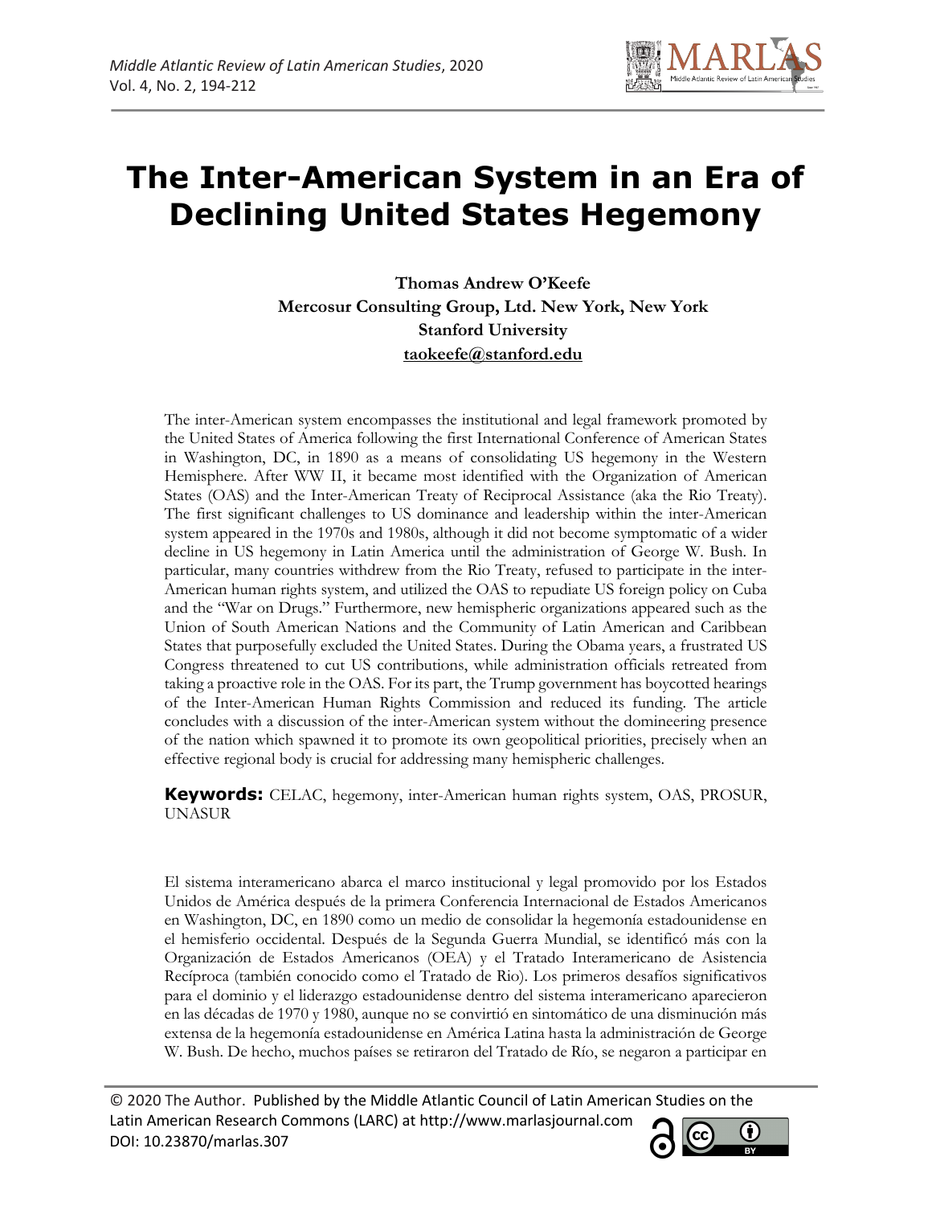# The Inter-American System in an Era of Declining United States Hegemony

**Thomas Andrew O'Keefe**
**Mercosur Consulting Group, Ltd. New York, New York**
**Stanford University**
**taokeefe@stanford.edu**

The inter-American system encompasses the institutional and legal framework promoted by the United States of America following the first International Conference of American States in Washington, DC, in 1890 as a means of consolidating US hegemony in the Western Hemisphere. After WW II, it became most identified with the Organization of American States (OAS) and the Inter-American Treaty of Reciprocal Assistance (aka the Rio Treaty). The first significant challenges to US dominance and leadership within the inter-American system appeared in the 1970s and 1980s, although it did not become symptomatic of a wider decline in US hegemony in Latin America until the administration of George W. Bush. In particular, many countries withdrew from the Rio Treaty, refused to participate in the inter-American human rights system, and utilized the OAS to repudiate US foreign policy on Cuba and the "War on Drugs." Furthermore, new hemispheric organizations appeared such as the Union of South American Nations and the Community of Latin American and Caribbean States that purposefully excluded the United States. During the Obama years, a frustrated US Congress threatened to cut US contributions, while administration officials retreated from taking a proactive role in the OAS. For its part, the Trump government has boycotted hearings of the Inter-American Human Rights Commission and reduced its funding. The article concludes with a discussion of the inter-American system without the domineering presence of the nation which spawned it to promote its own geopolitical priorities, precisely when an effective regional body is crucial for addressing many hemispheric challenges.

**Keywords:** CELAC, hegemony, inter-American human rights system, OAS, PROSUR, UNASUR

El sistema interamericano abarca el marco institucional y legal promovido por los Estados Unidos de América después de la primera Conferencia Internacional de Estados Americanos en Washington, DC, en 1890 como un medio de consolidar la hegemonía estadounidense en el hemisferio occidental. Después de la Segunda Guerra Mundial, se identificó más con la Organización de Estados Americanos (OEA) y el Tratado Interamericano de Asistencia Recíproca (también conocido como el Tratado de Rio). Los primeros desafíos significativos para el dominio y el liderazgo estadounidense dentro del sistema interamericano aparecieron en las décadas de 1970 y 1980, aunque no se convirtió en sintomático de una disminución más extensa de la hegemonía estadounidense en América Latina hasta la administración de George W. Bush. De hecho, muchos países se retiraron del Tratado de Río, se negaron a participar en

© 2020 The Author. Published by the Middle Atlantic Council of Latin American Studies on the Latin American Research Commons (LARC) at http://www.marlasjournal.com
DOI: 10.23870/marlas.307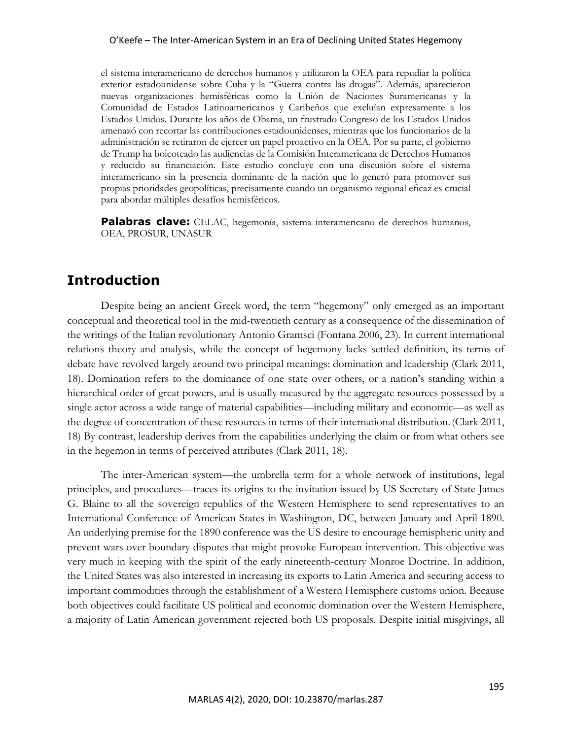el sistema interamericano de derechos humanos y utilizaron la OEA para repudiar la política exterior estadounidense sobre Cuba y la "Guerra contra las drogas". Además, aparecieron nuevas organizaciones hemisféricas como la Unión de Naciones Suramericanas y la Comunidad de Estados Latinoamericanos y Caribeños que excluían expresamente a los Estados Unidos. Durante los años de Obama, un frustrado Congreso de los Estados Unidos amenazó con recortar las contribuciones estadounidenses, mientras que los funcionarios de la administración se retiraron de ejercer un papel proactivo en la OEA. Por su parte, el gobierno de Trump ha boicoteado las audiencias de la Comisión Interamericana de Derechos Humanos y reducido su financiación. Este estudio concluye con una discusión sobre el sistema interamericano sin la presencia dominante de la nación que lo generó para promover sus propias prioridades geopolíticas, precisamente cuando un organismo regional eficaz es crucial para abordar múltiples desafíos hemisféricos.

**Palabras clave:** CELAC, hegemonía, sistema interamericano de derechos humanos, OEA, PROSUR, UNASUR

## Introduction

Despite being an ancient Greek word, the term "hegemony" only emerged as an important conceptual and theoretical tool in the mid-twentieth century as a consequence of the dissemination of the writings of the Italian revolutionary Antonio Gramsci (Fontana 2006, 23). In current international relations theory and analysis, while the concept of hegemony lacks settled definition, its terms of debate have revolved largely around two principal meanings: domination and leadership (Clark 2011, 18). Domination refers to the dominance of one state over others, or a nation's standing within a hierarchical order of great powers, and is usually measured by the aggregate resources possessed by a single actor across a wide range of material capabilities—including military and economic—as well as the degree of concentration of these resources in terms of their international distribution. (Clark 2011, 18) By contrast, leadership derives from the capabilities underlying the claim or from what others see in the hegemon in terms of perceived attributes (Clark 2011, 18).

The inter-American system—the umbrella term for a whole network of institutions, legal principles, and procedures—traces its origins to the invitation issued by US Secretary of State James G. Blaine to all the sovereign republics of the Western Hemisphere to send representatives to an International Conference of American States in Washington, DC, between January and April 1890. An underlying premise for the 1890 conference was the US desire to encourage hemispheric unity and prevent wars over boundary disputes that might provoke European intervention. This objective was very much in keeping with the spirit of the early nineteenth-century Monroe Doctrine. In addition, the United States was also interested in increasing its exports to Latin America and securing access to important commodities through the establishment of a Western Hemisphere customs union. Because both objectives could facilitate US political and economic domination over the Western Hemisphere, a majority of Latin American government rejected both US proposals. Despite initial misgivings, all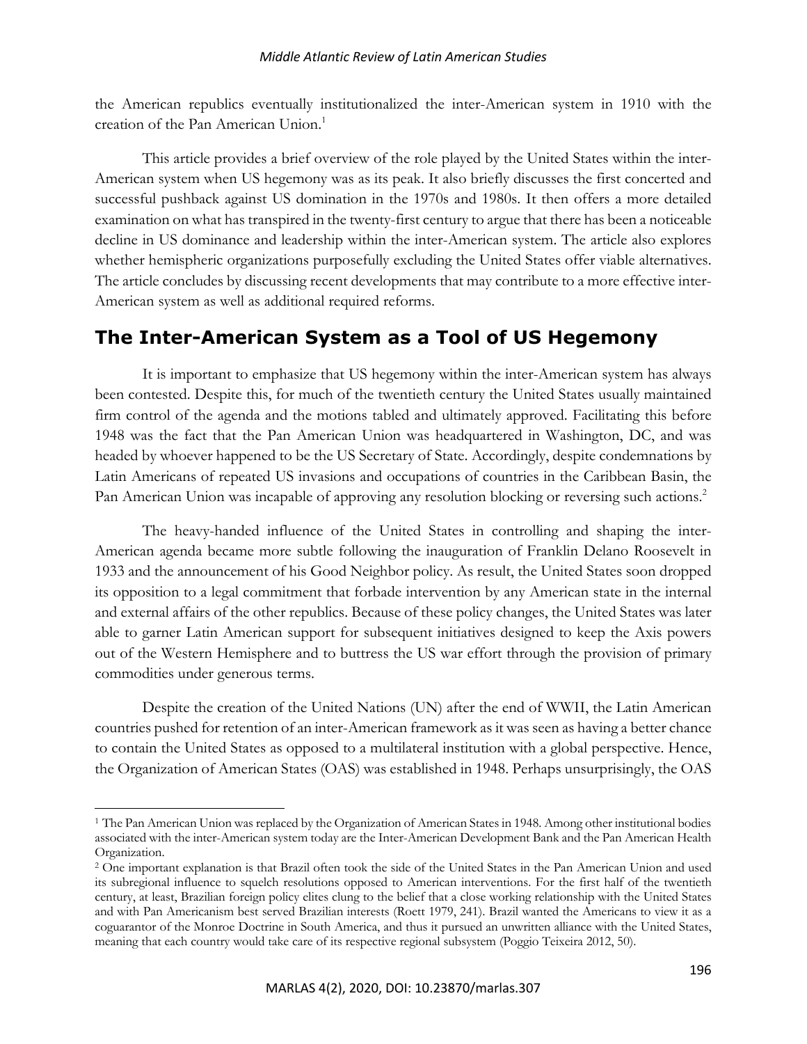the American republics eventually institutionalized the inter-American system in 1910 with the creation of the Pan American Union.[1]

This article provides a brief overview of the role played by the United States within the inter-American system when US hegemony was as its peak. It also briefly discusses the first concerted and successful pushback against US domination in the 1970s and 1980s. It then offers a more detailed examination on what has transpired in the twenty-first century to argue that there has been a noticeable decline in US dominance and leadership within the inter-American system. The article also explores whether hemispheric organizations purposefully excluding the United States offer viable alternatives. The article concludes by discussing recent developments that may contribute to a more effective inter-American system as well as additional required reforms.

## The Inter-American System as a Tool of US Hegemony

It is important to emphasize that US hegemony within the inter-American system has always been contested. Despite this, for much of the twentieth century the United States usually maintained firm control of the agenda and the motions tabled and ultimately approved. Facilitating this before 1948 was the fact that the Pan American Union was headquartered in Washington, DC, and was headed by whoever happened to be the US Secretary of State. Accordingly, despite condemnations by Latin Americans of repeated US invasions and occupations of countries in the Caribbean Basin, the Pan American Union was incapable of approving any resolution blocking or reversing such actions.[2]

The heavy-handed influence of the United States in controlling and shaping the inter-American agenda became more subtle following the inauguration of Franklin Delano Roosevelt in 1933 and the announcement of his Good Neighbor policy. As result, the United States soon dropped its opposition to a legal commitment that forbade intervention by any American state in the internal and external affairs of the other republics. Because of these policy changes, the United States was later able to garner Latin American support for subsequent initiatives designed to keep the Axis powers out of the Western Hemisphere and to buttress the US war effort through the provision of primary commodities under generous terms.

Despite the creation of the United Nations (UN) after the end of WWII, the Latin American countries pushed for retention of an inter-American framework as it was seen as having a better chance to contain the United States as opposed to a multilateral institution with a global perspective. Hence, the Organization of American States (OAS) was established in 1948. Perhaps unsurprisingly, the OAS

---

[1] The Pan American Union was replaced by the Organization of American States in 1948. Among other institutional bodies associated with the inter-American system today are the Inter-American Development Bank and the Pan American Health Organization.

[2] One important explanation is that Brazil often took the side of the United States in the Pan American Union and used its subregional influence to squelch resolutions opposed to American interventions. For the first half of the twentieth century, at least, Brazilian foreign policy elites clung to the belief that a close working relationship with the United States and with Pan Americanism best served Brazilian interests (Roett 1979, 241). Brazil wanted the Americans to view it as a coguarantor of the Monroe Doctrine in South America, and thus it pursued an unwritten alliance with the United States, meaning that each country would take care of its respective regional subsystem (Poggio Teixeira 2012, 50).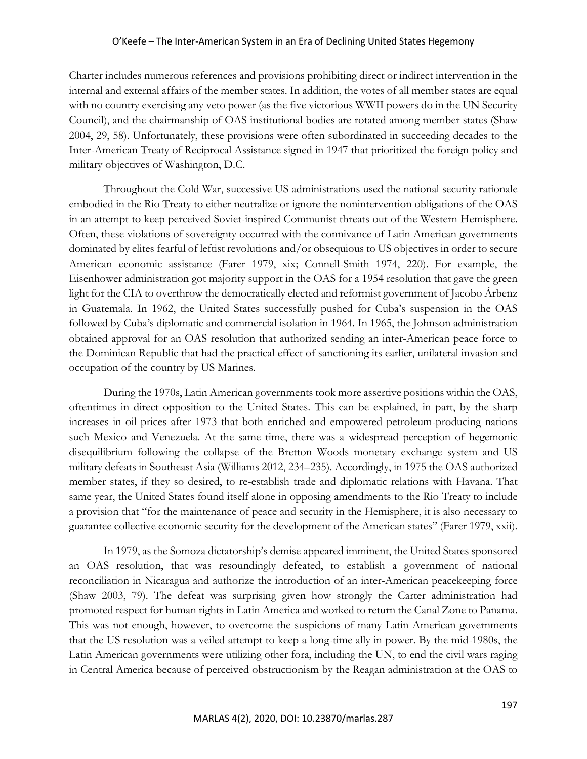Charter includes numerous references and provisions prohibiting direct or indirect intervention in the internal and external affairs of the member states. In addition, the votes of all member states are equal with no country exercising any veto power (as the five victorious WWII powers do in the UN Security Council), and the chairmanship of OAS institutional bodies are rotated among member states (Shaw 2004, 29, 58). Unfortunately, these provisions were often subordinated in succeeding decades to the Inter-American Treaty of Reciprocal Assistance signed in 1947 that prioritized the foreign policy and military objectives of Washington, D.C.

Throughout the Cold War, successive US administrations used the national security rationale embodied in the Rio Treaty to either neutralize or ignore the nonintervention obligations of the OAS in an attempt to keep perceived Soviet-inspired Communist threats out of the Western Hemisphere. Often, these violations of sovereignty occurred with the connivance of Latin American governments dominated by elites fearful of leftist revolutions and/or obsequious to US objectives in order to secure American economic assistance (Farer 1979, xix; Connell-Smith 1974, 220). For example, the Eisenhower administration got majority support in the OAS for a 1954 resolution that gave the green light for the CIA to overthrow the democratically elected and reformist government of Jacobo Árbenz in Guatemala. In 1962, the United States successfully pushed for Cuba's suspension in the OAS followed by Cuba's diplomatic and commercial isolation in 1964. In 1965, the Johnson administration obtained approval for an OAS resolution that authorized sending an inter-American peace force to the Dominican Republic that had the practical effect of sanctioning its earlier, unilateral invasion and occupation of the country by US Marines.

During the 1970s, Latin American governments took more assertive positions within the OAS, oftentimes in direct opposition to the United States. This can be explained, in part, by the sharp increases in oil prices after 1973 that both enriched and empowered petroleum-producing nations such Mexico and Venezuela. At the same time, there was a widespread perception of hegemonic disequilibrium following the collapse of the Bretton Woods monetary exchange system and US military defeats in Southeast Asia (Williams 2012, 234–235). Accordingly, in 1975 the OAS authorized member states, if they so desired, to re-establish trade and diplomatic relations with Havana. That same year, the United States found itself alone in opposing amendments to the Rio Treaty to include a provision that "for the maintenance of peace and security in the Hemisphere, it is also necessary to guarantee collective economic security for the development of the American states" (Farer 1979, xxii).

In 1979, as the Somoza dictatorship's demise appeared imminent, the United States sponsored an OAS resolution, that was resoundingly defeated, to establish a government of national reconciliation in Nicaragua and authorize the introduction of an inter-American peacekeeping force (Shaw 2003, 79). The defeat was surprising given how strongly the Carter administration had promoted respect for human rights in Latin America and worked to return the Canal Zone to Panama. This was not enough, however, to overcome the suspicions of many Latin American governments that the US resolution was a veiled attempt to keep a long-time ally in power. By the mid-1980s, the Latin American governments were utilizing other fora, including the UN, to end the civil wars raging in Central America because of perceived obstructionism by the Reagan administration at the OAS to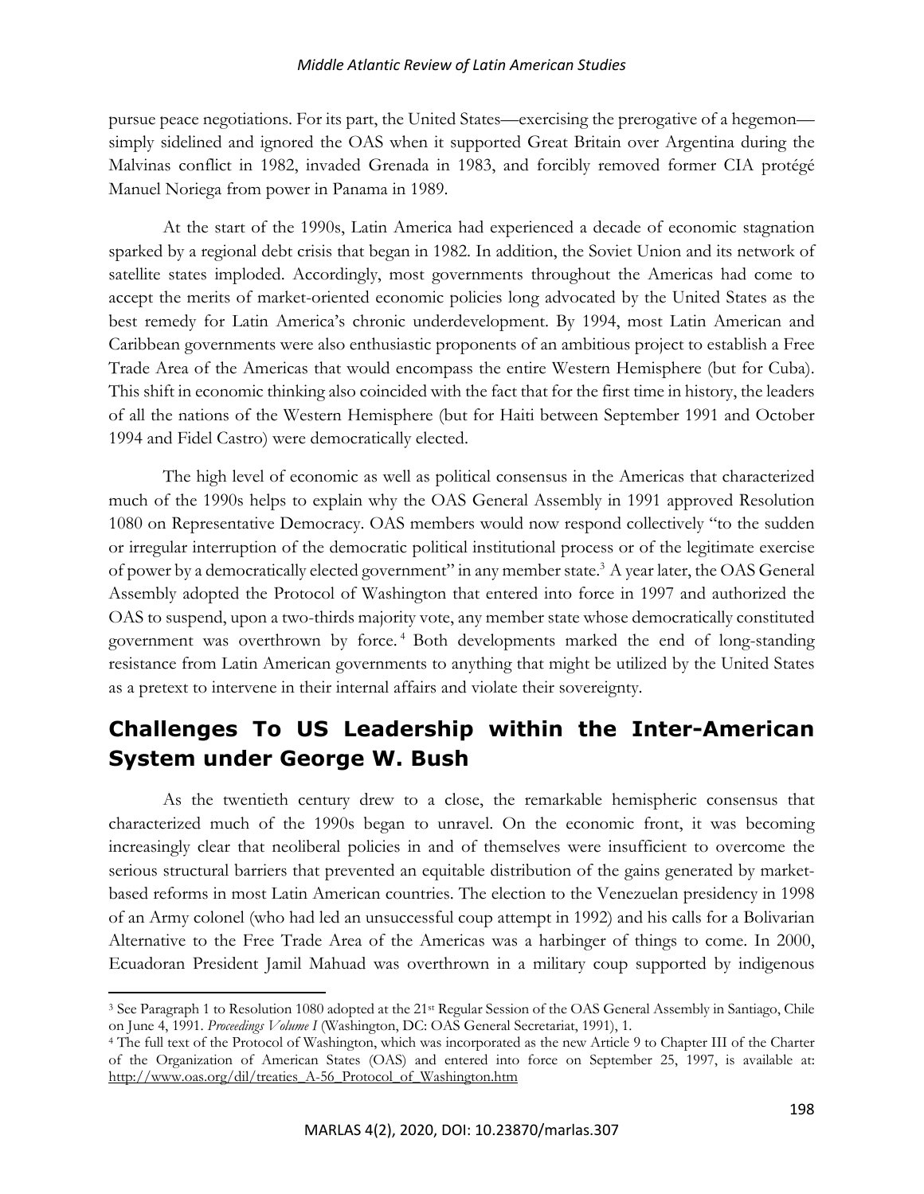pursue peace negotiations. For its part, the United States—exercising the prerogative of a hegemon—simply sidelined and ignored the OAS when it supported Great Britain over Argentina during the Malvinas conflict in 1982, invaded Grenada in 1983, and forcibly removed former CIA protégé Manuel Noriega from power in Panama in 1989.

At the start of the 1990s, Latin America had experienced a decade of economic stagnation sparked by a regional debt crisis that began in 1982. In addition, the Soviet Union and its network of satellite states imploded. Accordingly, most governments throughout the Americas had come to accept the merits of market-oriented economic policies long advocated by the United States as the best remedy for Latin America's chronic underdevelopment. By 1994, most Latin American and Caribbean governments were also enthusiastic proponents of an ambitious project to establish a Free Trade Area of the Americas that would encompass the entire Western Hemisphere (but for Cuba). This shift in economic thinking also coincided with the fact that for the first time in history, the leaders of all the nations of the Western Hemisphere (but for Haiti between September 1991 and October 1994 and Fidel Castro) were democratically elected.

The high level of economic as well as political consensus in the Americas that characterized much of the 1990s helps to explain why the OAS General Assembly in 1991 approved Resolution 1080 on Representative Democracy. OAS members would now respond collectively "to the sudden or irregular interruption of the democratic political institutional process or of the legitimate exercise of power by a democratically elected government" in any member state.[3] A year later, the OAS General Assembly adopted the Protocol of Washington that entered into force in 1997 and authorized the OAS to suspend, upon a two-thirds majority vote, any member state whose democratically constituted government was overthrown by force.[4] Both developments marked the end of long-standing resistance from Latin American governments to anything that might be utilized by the United States as a pretext to intervene in their internal affairs and violate their sovereignty.

## Challenges To US Leadership within the Inter-American System under George W. Bush

As the twentieth century drew to a close, the remarkable hemispheric consensus that characterized much of the 1990s began to unravel. On the economic front, it was becoming increasingly clear that neoliberal policies in and of themselves were insufficient to overcome the serious structural barriers that prevented an equitable distribution of the gains generated by market-based reforms in most Latin American countries. The election to the Venezuelan presidency in 1998 of an Army colonel (who had led an unsuccessful coup attempt in 1992) and his calls for a Bolivarian Alternative to the Free Trade Area of the Americas was a harbinger of things to come. In 2000, Ecuadoran President Jamil Mahuad was overthrown in a military coup supported by indigenous

---

[3] See Paragraph 1 to Resolution 1080 adopted at the 21st Regular Session of the OAS General Assembly in Santiago, Chile on June 4, 1991. *Proceedings Volume I* (Washington, DC: OAS General Secretariat, 1991), 1.

[4] The full text of the Protocol of Washington, which was incorporated as the new Article 9 to Chapter III of the Charter of the Organization of American States (OAS) and entered into force on September 25, 1997, is available at: http://www.oas.org/dil/treaties_A-56_Protocol_of_Washington.htm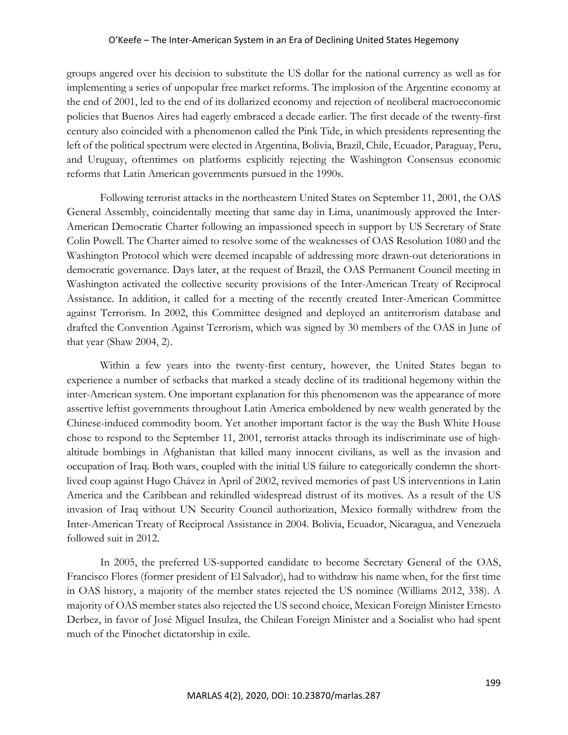groups angered over his decision to substitute the US dollar for the national currency as well as for implementing a series of unpopular free market reforms. The implosion of the Argentine economy at the end of 2001, led to the end of its dollarized economy and rejection of neoliberal macroeconomic policies that Buenos Aires had eagerly embraced a decade earlier. The first decade of the twenty-first century also coincided with a phenomenon called the Pink Tide, in which presidents representing the left of the political spectrum were elected in Argentina, Bolivia, Brazil, Chile, Ecuador, Paraguay, Peru, and Uruguay, oftentimes on platforms explicitly rejecting the Washington Consensus economic reforms that Latin American governments pursued in the 1990s.

Following terrorist attacks in the northeastern United States on September 11, 2001, the OAS General Assembly, coincidentally meeting that same day in Lima, unanimously approved the Inter-American Democratic Charter following an impassioned speech in support by US Secretary of State Colin Powell. The Charter aimed to resolve some of the weaknesses of OAS Resolution 1080 and the Washington Protocol which were deemed incapable of addressing more drawn-out deteriorations in democratic governance. Days later, at the request of Brazil, the OAS Permanent Council meeting in Washington activated the collective security provisions of the Inter-American Treaty of Reciprocal Assistance. In addition, it called for a meeting of the recently created Inter-American Committee against Terrorism. In 2002, this Committee designed and deployed an antiterrorism database and drafted the Convention Against Terrorism, which was signed by 30 members of the OAS in June of that year (Shaw 2004, 2).

Within a few years into the twenty-first century, however, the United States began to experience a number of setbacks that marked a steady decline of its traditional hegemony within the inter-American system. One important explanation for this phenomenon was the appearance of more assertive leftist governments throughout Latin America emboldened by new wealth generated by the Chinese-induced commodity boom. Yet another important factor is the way the Bush White House chose to respond to the September 11, 2001, terrorist attacks through its indiscriminate use of high-altitude bombings in Afghanistan that killed many innocent civilians, as well as the invasion and occupation of Iraq. Both wars, coupled with the initial US failure to categorically condemn the short-lived coup against Hugo Chávez in April of 2002, revived memories of past US interventions in Latin America and the Caribbean and rekindled widespread distrust of its motives. As a result of the US invasion of Iraq without UN Security Council authorization, Mexico formally withdrew from the Inter-American Treaty of Reciprocal Assistance in 2004. Bolivia, Ecuador, Nicaragua, and Venezuela followed suit in 2012.

In 2005, the preferred US-supported candidate to become Secretary General of the OAS, Francisco Flores (former president of El Salvador), had to withdraw his name when, for the first time in OAS history, a majority of the member states rejected the US nominee (Williams 2012, 338). A majority of OAS member states also rejected the US second choice, Mexican Foreign Minister Ernesto Derbez, in favor of José Miguel Insulza, the Chilean Foreign Minister and a Socialist who had spent much of the Pinochet dictatorship in exile.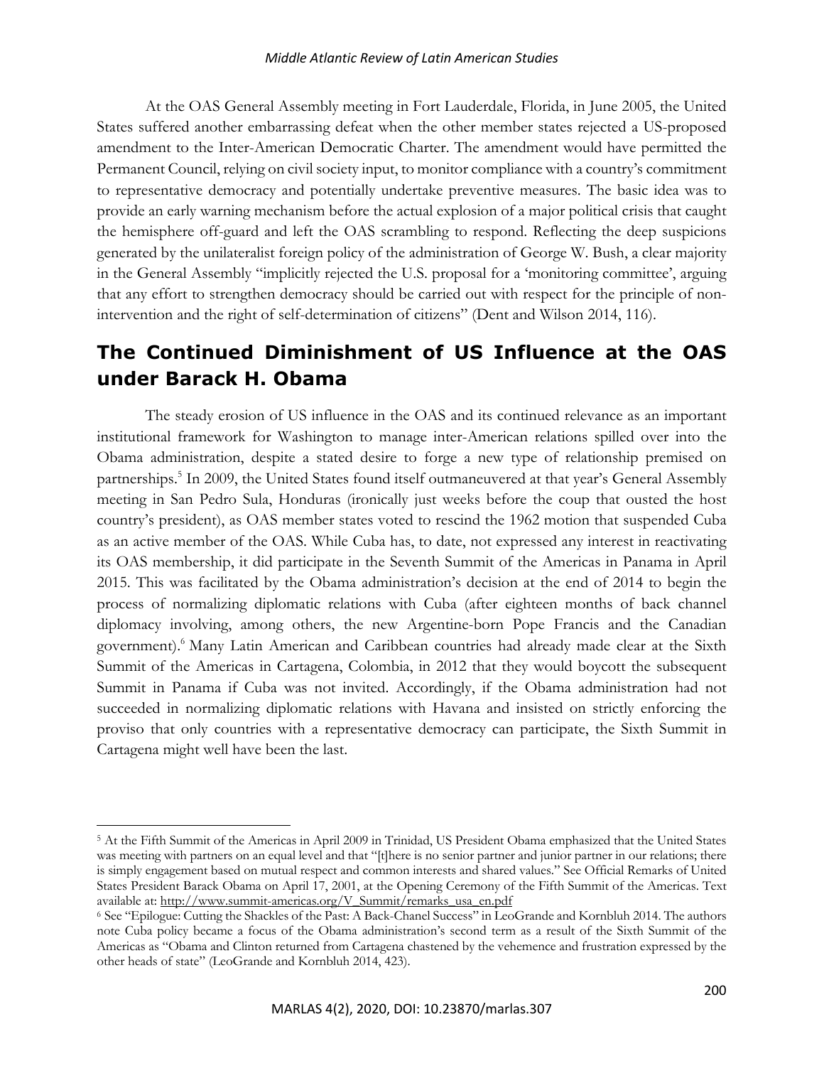At the OAS General Assembly meeting in Fort Lauderdale, Florida, in June 2005, the United States suffered another embarrassing defeat when the other member states rejected a US-proposed amendment to the Inter-American Democratic Charter. The amendment would have permitted the Permanent Council, relying on civil society input, to monitor compliance with a country's commitment to representative democracy and potentially undertake preventive measures. The basic idea was to provide an early warning mechanism before the actual explosion of a major political crisis that caught the hemisphere off-guard and left the OAS scrambling to respond. Reflecting the deep suspicions generated by the unilateralist foreign policy of the administration of George W. Bush, a clear majority in the General Assembly "implicitly rejected the U.S. proposal for a 'monitoring committee', arguing that any effort to strengthen democracy should be carried out with respect for the principle of non-intervention and the right of self-determination of citizens" (Dent and Wilson 2014, 116).

## The Continued Diminishment of US Influence at the OAS under Barack H. Obama

The steady erosion of US influence in the OAS and its continued relevance as an important institutional framework for Washington to manage inter-American relations spilled over into the Obama administration, despite a stated desire to forge a new type of relationship premised on partnerships.[5] In 2009, the United States found itself outmaneuvered at that year's General Assembly meeting in San Pedro Sula, Honduras (ironically just weeks before the coup that ousted the host country's president), as OAS member states voted to rescind the 1962 motion that suspended Cuba as an active member of the OAS. While Cuba has, to date, not expressed any interest in reactivating its OAS membership, it did participate in the Seventh Summit of the Americas in Panama in April 2015. This was facilitated by the Obama administration's decision at the end of 2014 to begin the process of normalizing diplomatic relations with Cuba (after eighteen months of back channel diplomacy involving, among others, the new Argentine-born Pope Francis and the Canadian government).[6] Many Latin American and Caribbean countries had already made clear at the Sixth Summit of the Americas in Cartagena, Colombia, in 2012 that they would boycott the subsequent Summit in Panama if Cuba was not invited. Accordingly, if the Obama administration had not succeeded in normalizing diplomatic relations with Havana and insisted on strictly enforcing the proviso that only countries with a representative democracy can participate, the Sixth Summit in Cartagena might well have been the last.

---

[5] At the Fifth Summit of the Americas in April 2009 in Trinidad, US President Obama emphasized that the United States was meeting with partners on an equal level and that "[t]here is no senior partner and junior partner in our relations; there is simply engagement based on mutual respect and common interests and shared values." See Official Remarks of United States President Barack Obama on April 17, 2001, at the Opening Ceremony of the Fifth Summit of the Americas. Text available at: http://www.summit-americas.org/V_Summit/remarks_usa_en.pdf

[6] See "Epilogue: Cutting the Shackles of the Past: A Back-Chanel Success" in LeoGrande and Kornbluh 2014. The authors note Cuba policy became a focus of the Obama administration's second term as a result of the Sixth Summit of the Americas as "Obama and Clinton returned from Cartagena chastened by the vehemence and frustration expressed by the other heads of state" (LeoGrande and Kornbluh 2014, 423).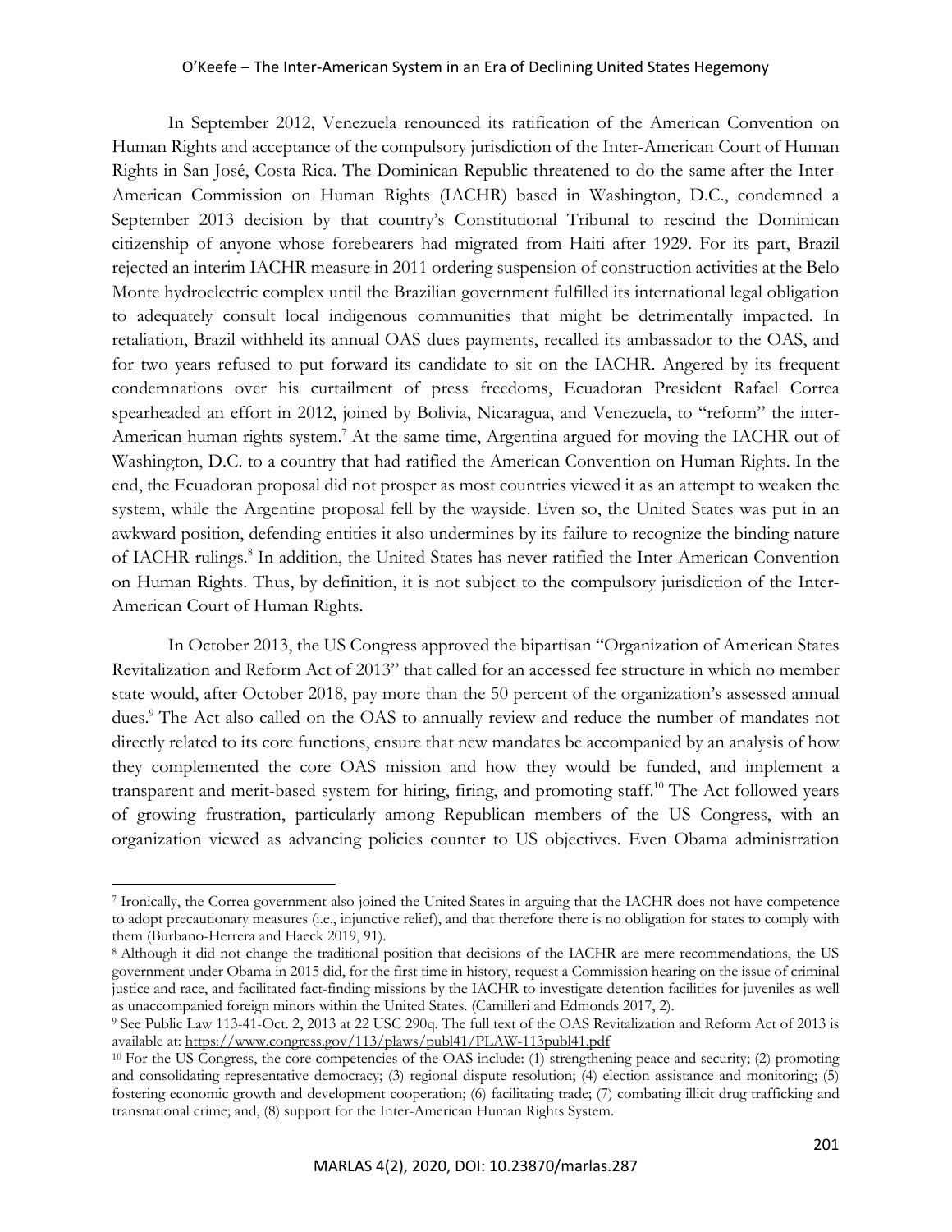In September 2012, Venezuela renounced its ratification of the American Convention on Human Rights and acceptance of the compulsory jurisdiction of the Inter-American Court of Human Rights in San José, Costa Rica. The Dominican Republic threatened to do the same after the Inter-American Commission on Human Rights (IACHR) based in Washington, D.C., condemned a September 2013 decision by that country's Constitutional Tribunal to rescind the Dominican citizenship of anyone whose forebearers had migrated from Haiti after 1929. For its part, Brazil rejected an interim IACHR measure in 2011 ordering suspension of construction activities at the Belo Monte hydroelectric complex until the Brazilian government fulfilled its international legal obligation to adequately consult local indigenous communities that might be detrimentally impacted. In retaliation, Brazil withheld its annual OAS dues payments, recalled its ambassador to the OAS, and for two years refused to put forward its candidate to sit on the IACHR. Angered by its frequent condemnations over his curtailment of press freedoms, Ecuadoran President Rafael Correa spearheaded an effort in 2012, joined by Bolivia, Nicaragua, and Venezuela, to "reform" the inter-American human rights system.[7] At the same time, Argentina argued for moving the IACHR out of Washington, D.C. to a country that had ratified the American Convention on Human Rights. In the end, the Ecuadoran proposal did not prosper as most countries viewed it as an attempt to weaken the system, while the Argentine proposal fell by the wayside. Even so, the United States was put in an awkward position, defending entities it also undermines by its failure to recognize the binding nature of IACHR rulings.[8] In addition, the United States has never ratified the Inter-American Convention on Human Rights. Thus, by definition, it is not subject to the compulsory jurisdiction of the Inter-American Court of Human Rights.

In October 2013, the US Congress approved the bipartisan "Organization of American States Revitalization and Reform Act of 2013" that called for an accessed fee structure in which no member state would, after October 2018, pay more than the 50 percent of the organization's assessed annual dues.[9] The Act also called on the OAS to annually review and reduce the number of mandates not directly related to its core functions, ensure that new mandates be accompanied by an analysis of how they complemented the core OAS mission and how they would be funded, and implement a transparent and merit-based system for hiring, firing, and promoting staff.[10] The Act followed years of growing frustration, particularly among Republican members of the US Congress, with an organization viewed as advancing policies counter to US objectives. Even Obama administration

---

[7] Ironically, the Correa government also joined the United States in arguing that the IACHR does not have competence to adopt precautionary measures (i.e., injunctive relief), and that therefore there is no obligation for states to comply with them (Burbano-Herrera and Haeck 2019, 91).

[8] Although it did not change the traditional position that decisions of the IACHR are mere recommendations, the US government under Obama in 2015 did, for the first time in history, request a Commission hearing on the issue of criminal justice and race, and facilitated fact-finding missions by the IACHR to investigate detention facilities for juveniles as well as unaccompanied foreign minors within the United States. (Camilleri and Edmonds 2017, 2).

[9] See Public Law 113-41-Oct. 2, 2013 at 22 USC 290q. The full text of the OAS Revitalization and Reform Act of 2013 is available at: https://www.congress.gov/113/plaws/publ41/PLAW-113publ41.pdf

[10] For the US Congress, the core competencies of the OAS include: (1) strengthening peace and security; (2) promoting and consolidating representative democracy; (3) regional dispute resolution; (4) election assistance and monitoring; (5) fostering economic growth and development cooperation; (6) facilitating trade; (7) combating illicit drug trafficking and transnational crime; and, (8) support for the Inter-American Human Rights System.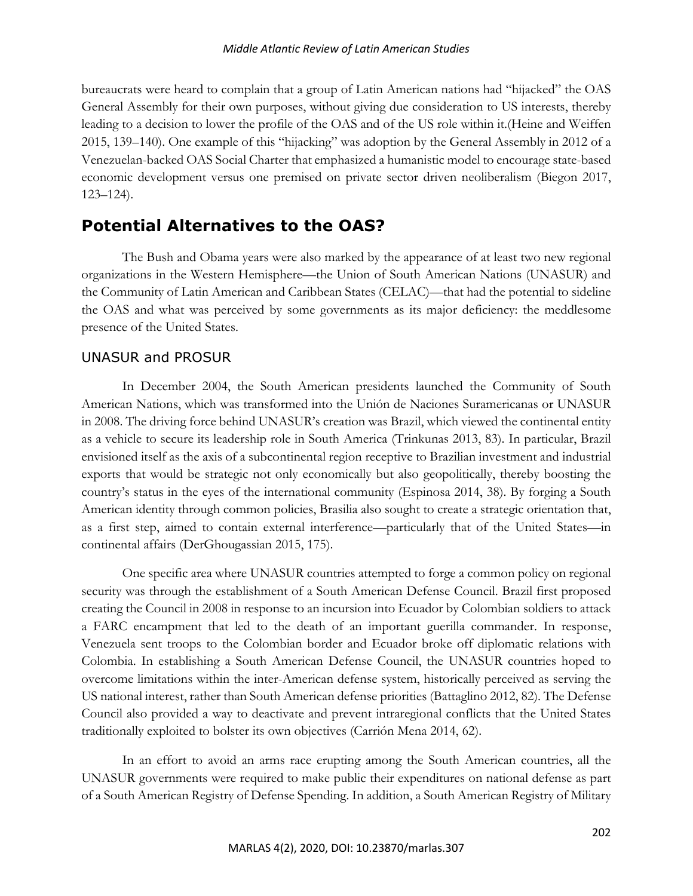bureaucrats were heard to complain that a group of Latin American nations had "hijacked" the OAS General Assembly for their own purposes, without giving due consideration to US interests, thereby leading to a decision to lower the profile of the OAS and of the US role within it.(Heine and Weiffen 2015, 139–140). One example of this "hijacking" was adoption by the General Assembly in 2012 of a Venezuelan-backed OAS Social Charter that emphasized a humanistic model to encourage state-based economic development versus one premised on private sector driven neoliberalism (Biegon 2017, 123–124).

## Potential Alternatives to the OAS?

The Bush and Obama years were also marked by the appearance of at least two new regional organizations in the Western Hemisphere—the Union of South American Nations (UNASUR) and the Community of Latin American and Caribbean States (CELAC)—that had the potential to sideline the OAS and what was perceived by some governments as its major deficiency: the meddlesome presence of the United States.

### UNASUR and PROSUR

In December 2004, the South American presidents launched the Community of South American Nations, which was transformed into the Unión de Naciones Suramericanas or UNASUR in 2008. The driving force behind UNASUR's creation was Brazil, which viewed the continental entity as a vehicle to secure its leadership role in South America (Trinkunas 2013, 83). In particular, Brazil envisioned itself as the axis of a subcontinental region receptive to Brazilian investment and industrial exports that would be strategic not only economically but also geopolitically, thereby boosting the country's status in the eyes of the international community (Espinosa 2014, 38). By forging a South American identity through common policies, Brasilia also sought to create a strategic orientation that, as a first step, aimed to contain external interference—particularly that of the United States—in continental affairs (DerGhougassian 2015, 175).

One specific area where UNASUR countries attempted to forge a common policy on regional security was through the establishment of a South American Defense Council. Brazil first proposed creating the Council in 2008 in response to an incursion into Ecuador by Colombian soldiers to attack a FARC encampment that led to the death of an important guerilla commander. In response, Venezuela sent troops to the Colombian border and Ecuador broke off diplomatic relations with Colombia. In establishing a South American Defense Council, the UNASUR countries hoped to overcome limitations within the inter-American defense system, historically perceived as serving the US national interest, rather than South American defense priorities (Battaglino 2012, 82). The Defense Council also provided a way to deactivate and prevent intraregional conflicts that the United States traditionally exploited to bolster its own objectives (Carrión Mena 2014, 62).

In an effort to avoid an arms race erupting among the South American countries, all the UNASUR governments were required to make public their expenditures on national defense as part of a South American Registry of Defense Spending. In addition, a South American Registry of Military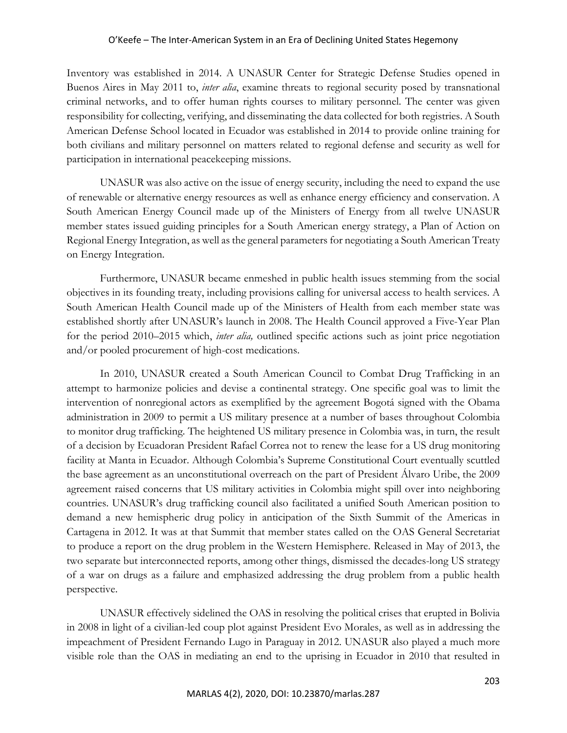Inventory was established in 2014. A UNASUR Center for Strategic Defense Studies opened in Buenos Aires in May 2011 to, *inter alia*, examine threats to regional security posed by transnational criminal networks, and to offer human rights courses to military personnel. The center was given responsibility for collecting, verifying, and disseminating the data collected for both registries. A South American Defense School located in Ecuador was established in 2014 to provide online training for both civilians and military personnel on matters related to regional defense and security as well for participation in international peacekeeping missions.

UNASUR was also active on the issue of energy security, including the need to expand the use of renewable or alternative energy resources as well as enhance energy efficiency and conservation. A South American Energy Council made up of the Ministers of Energy from all twelve UNASUR member states issued guiding principles for a South American energy strategy, a Plan of Action on Regional Energy Integration, as well as the general parameters for negotiating a South American Treaty on Energy Integration.

Furthermore, UNASUR became enmeshed in public health issues stemming from the social objectives in its founding treaty, including provisions calling for universal access to health services. A South American Health Council made up of the Ministers of Health from each member state was established shortly after UNASUR's launch in 2008. The Health Council approved a Five-Year Plan for the period 2010–2015 which, *inter alia,* outlined specific actions such as joint price negotiation and/or pooled procurement of high-cost medications.

In 2010, UNASUR created a South American Council to Combat Drug Trafficking in an attempt to harmonize policies and devise a continental strategy. One specific goal was to limit the intervention of nonregional actors as exemplified by the agreement Bogotá signed with the Obama administration in 2009 to permit a US military presence at a number of bases throughout Colombia to monitor drug trafficking. The heightened US military presence in Colombia was, in turn, the result of a decision by Ecuadoran President Rafael Correa not to renew the lease for a US drug monitoring facility at Manta in Ecuador. Although Colombia's Supreme Constitutional Court eventually scuttled the base agreement as an unconstitutional overreach on the part of President Álvaro Uribe, the 2009 agreement raised concerns that US military activities in Colombia might spill over into neighboring countries. UNASUR's drug trafficking council also facilitated a unified South American position to demand a new hemispheric drug policy in anticipation of the Sixth Summit of the Americas in Cartagena in 2012. It was at that Summit that member states called on the OAS General Secretariat to produce a report on the drug problem in the Western Hemisphere. Released in May of 2013, the two separate but interconnected reports, among other things, dismissed the decades-long US strategy of a war on drugs as a failure and emphasized addressing the drug problem from a public health perspective.

UNASUR effectively sidelined the OAS in resolving the political crises that erupted in Bolivia in 2008 in light of a civilian-led coup plot against President Evo Morales, as well as in addressing the impeachment of President Fernando Lugo in Paraguay in 2012. UNASUR also played a much more visible role than the OAS in mediating an end to the uprising in Ecuador in 2010 that resulted in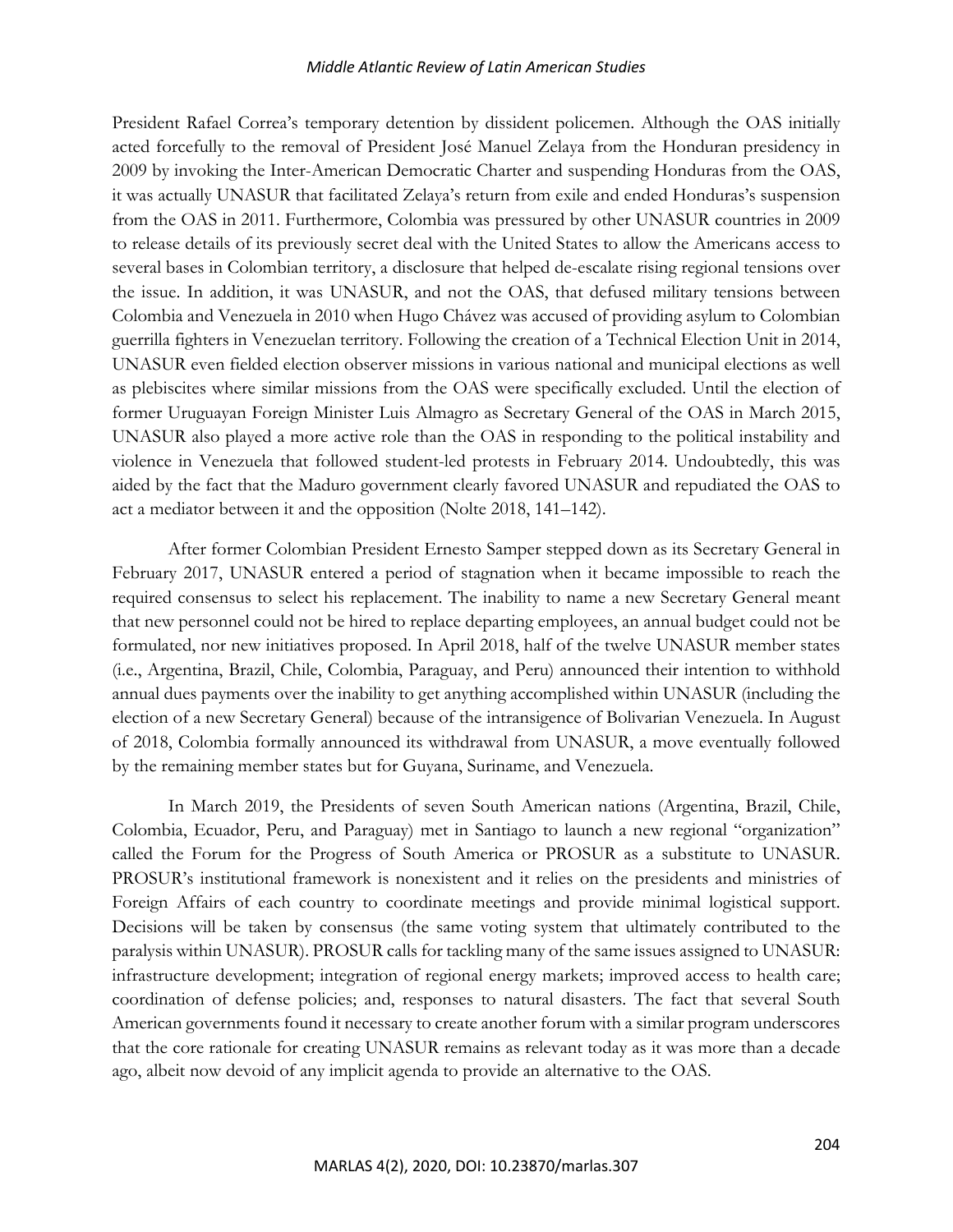President Rafael Correa's temporary detention by dissident policemen. Although the OAS initially acted forcefully to the removal of President José Manuel Zelaya from the Honduran presidency in 2009 by invoking the Inter-American Democratic Charter and suspending Honduras from the OAS, it was actually UNASUR that facilitated Zelaya's return from exile and ended Honduras's suspension from the OAS in 2011. Furthermore, Colombia was pressured by other UNASUR countries in 2009 to release details of its previously secret deal with the United States to allow the Americans access to several bases in Colombian territory, a disclosure that helped de-escalate rising regional tensions over the issue. In addition, it was UNASUR, and not the OAS, that defused military tensions between Colombia and Venezuela in 2010 when Hugo Chávez was accused of providing asylum to Colombian guerrilla fighters in Venezuelan territory. Following the creation of a Technical Election Unit in 2014, UNASUR even fielded election observer missions in various national and municipal elections as well as plebiscites where similar missions from the OAS were specifically excluded. Until the election of former Uruguayan Foreign Minister Luis Almagro as Secretary General of the OAS in March 2015, UNASUR also played a more active role than the OAS in responding to the political instability and violence in Venezuela that followed student-led protests in February 2014. Undoubtedly, this was aided by the fact that the Maduro government clearly favored UNASUR and repudiated the OAS to act a mediator between it and the opposition (Nolte 2018, 141–142).

After former Colombian President Ernesto Samper stepped down as its Secretary General in February 2017, UNASUR entered a period of stagnation when it became impossible to reach the required consensus to select his replacement. The inability to name a new Secretary General meant that new personnel could not be hired to replace departing employees, an annual budget could not be formulated, nor new initiatives proposed. In April 2018, half of the twelve UNASUR member states (i.e., Argentina, Brazil, Chile, Colombia, Paraguay, and Peru) announced their intention to withhold annual dues payments over the inability to get anything accomplished within UNASUR (including the election of a new Secretary General) because of the intransigence of Bolivarian Venezuela. In August of 2018, Colombia formally announced its withdrawal from UNASUR, a move eventually followed by the remaining member states but for Guyana, Suriname, and Venezuela.

In March 2019, the Presidents of seven South American nations (Argentina, Brazil, Chile, Colombia, Ecuador, Peru, and Paraguay) met in Santiago to launch a new regional "organization" called the Forum for the Progress of South America or PROSUR as a substitute to UNASUR. PROSUR's institutional framework is nonexistent and it relies on the presidents and ministries of Foreign Affairs of each country to coordinate meetings and provide minimal logistical support. Decisions will be taken by consensus (the same voting system that ultimately contributed to the paralysis within UNASUR). PROSUR calls for tackling many of the same issues assigned to UNASUR: infrastructure development; integration of regional energy markets; improved access to health care; coordination of defense policies; and, responses to natural disasters. The fact that several South American governments found it necessary to create another forum with a similar program underscores that the core rationale for creating UNASUR remains as relevant today as it was more than a decade ago, albeit now devoid of any implicit agenda to provide an alternative to the OAS.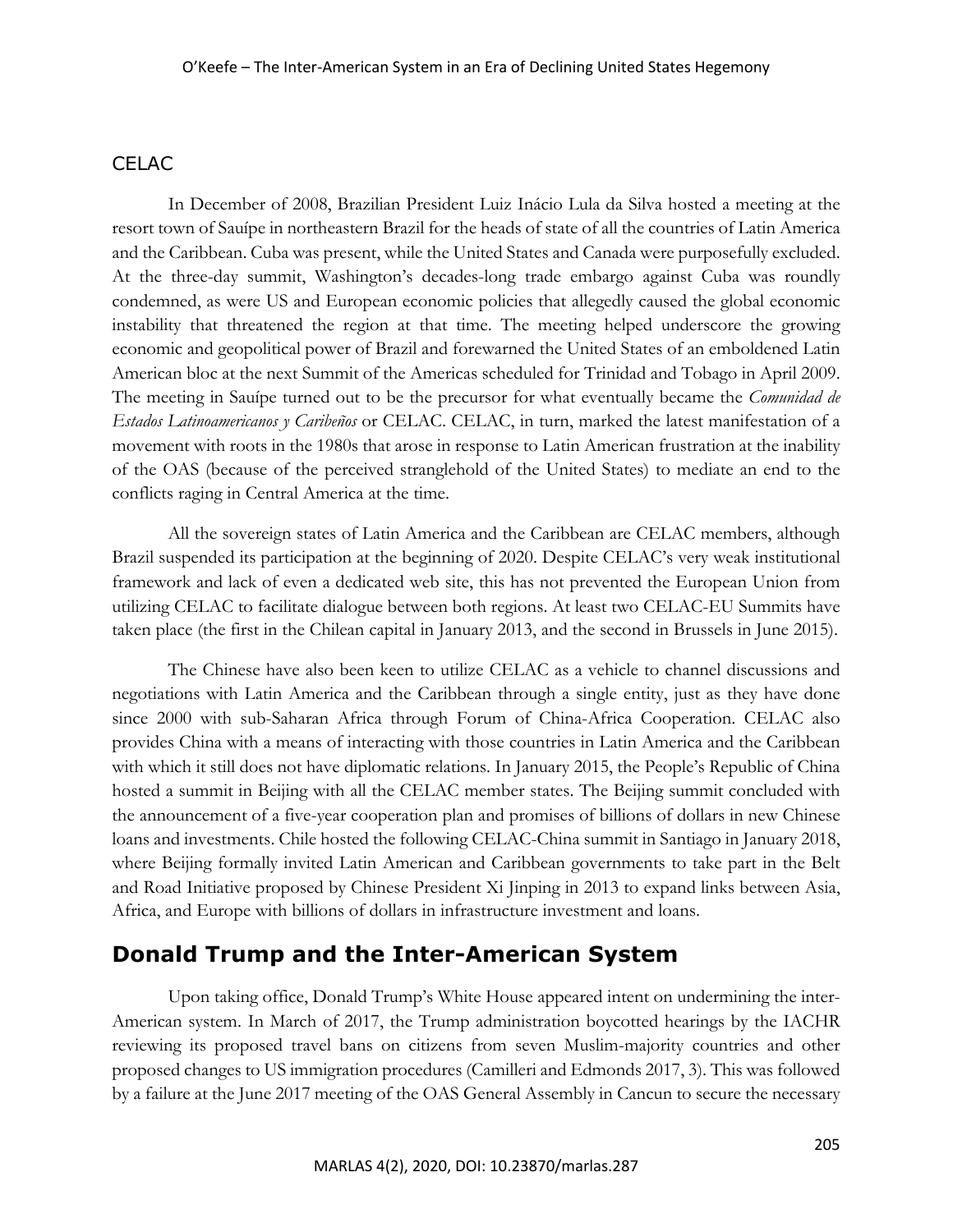## CELAC

In December of 2008, Brazilian President Luiz Inácio Lula da Silva hosted a meeting at the resort town of Sauípe in northeastern Brazil for the heads of state of all the countries of Latin America and the Caribbean. Cuba was present, while the United States and Canada were purposefully excluded. At the three-day summit, Washington's decades-long trade embargo against Cuba was roundly condemned, as were US and European economic policies that allegedly caused the global economic instability that threatened the region at that time. The meeting helped underscore the growing economic and geopolitical power of Brazil and forewarned the United States of an emboldened Latin American bloc at the next Summit of the Americas scheduled for Trinidad and Tobago in April 2009. The meeting in Sauípe turned out to be the precursor for what eventually became the *Comunidad de Estados Latinoamericanos y Caribeños* or CELAC. CELAC, in turn, marked the latest manifestation of a movement with roots in the 1980s that arose in response to Latin American frustration at the inability of the OAS (because of the perceived stranglehold of the United States) to mediate an end to the conflicts raging in Central America at the time.

All the sovereign states of Latin America and the Caribbean are CELAC members, although Brazil suspended its participation at the beginning of 2020. Despite CELAC's very weak institutional framework and lack of even a dedicated web site, this has not prevented the European Union from utilizing CELAC to facilitate dialogue between both regions. At least two CELAC-EU Summits have taken place (the first in the Chilean capital in January 2013, and the second in Brussels in June 2015).

The Chinese have also been keen to utilize CELAC as a vehicle to channel discussions and negotiations with Latin America and the Caribbean through a single entity, just as they have done since 2000 with sub-Saharan Africa through Forum of China-Africa Cooperation. CELAC also provides China with a means of interacting with those countries in Latin America and the Caribbean with which it still does not have diplomatic relations. In January 2015, the People's Republic of China hosted a summit in Beijing with all the CELAC member states. The Beijing summit concluded with the announcement of a five-year cooperation plan and promises of billions of dollars in new Chinese loans and investments. Chile hosted the following CELAC-China summit in Santiago in January 2018, where Beijing formally invited Latin American and Caribbean governments to take part in the Belt and Road Initiative proposed by Chinese President Xi Jinping in 2013 to expand links between Asia, Africa, and Europe with billions of dollars in infrastructure investment and loans.

# Donald Trump and the Inter-American System

Upon taking office, Donald Trump's White House appeared intent on undermining the inter-American system. In March of 2017, the Trump administration boycotted hearings by the IACHR reviewing its proposed travel bans on citizens from seven Muslim-majority countries and other proposed changes to US immigration procedures (Camilleri and Edmonds 2017, 3). This was followed by a failure at the June 2017 meeting of the OAS General Assembly in Cancun to secure the necessary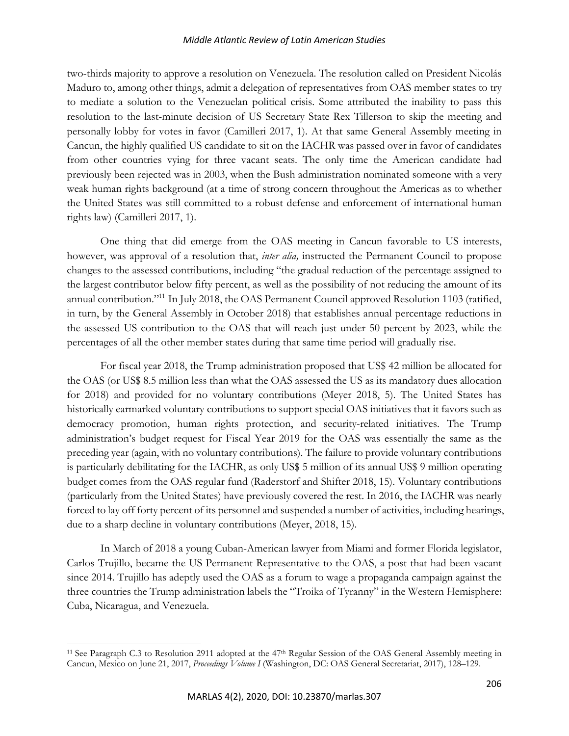two-thirds majority to approve a resolution on Venezuela. The resolution called on President Nicolás Maduro to, among other things, admit a delegation of representatives from OAS member states to try to mediate a solution to the Venezuelan political crisis. Some attributed the inability to pass this resolution to the last-minute decision of US Secretary State Rex Tillerson to skip the meeting and personally lobby for votes in favor (Camilleri 2017, 1). At that same General Assembly meeting in Cancun, the highly qualified US candidate to sit on the IACHR was passed over in favor of candidates from other countries vying for three vacant seats. The only time the American candidate had previously been rejected was in 2003, when the Bush administration nominated someone with a very weak human rights background (at a time of strong concern throughout the Americas as to whether the United States was still committed to a robust defense and enforcement of international human rights law) (Camilleri 2017, 1).

One thing that did emerge from the OAS meeting in Cancun favorable to US interests, however, was approval of a resolution that, *inter alia,* instructed the Permanent Council to propose changes to the assessed contributions, including "the gradual reduction of the percentage assigned to the largest contributor below fifty percent, as well as the possibility of not reducing the amount of its annual contribution."[11] In July 2018, the OAS Permanent Council approved Resolution 1103 (ratified, in turn, by the General Assembly in October 2018) that establishes annual percentage reductions in the assessed US contribution to the OAS that will reach just under 50 percent by 2023, while the percentages of all the other member states during that same time period will gradually rise.

For fiscal year 2018, the Trump administration proposed that US$ 42 million be allocated for the OAS (or US$ 8.5 million less than what the OAS assessed the US as its mandatory dues allocation for 2018) and provided for no voluntary contributions (Meyer 2018, 5). The United States has historically earmarked voluntary contributions to support special OAS initiatives that it favors such as democracy promotion, human rights protection, and security-related initiatives. The Trump administration's budget request for Fiscal Year 2019 for the OAS was essentially the same as the preceding year (again, with no voluntary contributions). The failure to provide voluntary contributions is particularly debilitating for the IACHR, as only US$ 5 million of its annual US$ 9 million operating budget comes from the OAS regular fund (Raderstorf and Shifter 2018, 15). Voluntary contributions (particularly from the United States) have previously covered the rest. In 2016, the IACHR was nearly forced to lay off forty percent of its personnel and suspended a number of activities, including hearings, due to a sharp decline in voluntary contributions (Meyer, 2018, 15).

In March of 2018 a young Cuban-American lawyer from Miami and former Florida legislator, Carlos Trujillo, became the US Permanent Representative to the OAS, a post that had been vacant since 2014. Trujillo has adeptly used the OAS as a forum to wage a propaganda campaign against the three countries the Trump administration labels the "Troika of Tyranny" in the Western Hemisphere: Cuba, Nicaragua, and Venezuela.

---

[11] See Paragraph C.3 to Resolution 2911 adopted at the 47th Regular Session of the OAS General Assembly meeting in Cancun, Mexico on June 21, 2017, *Proceedings Volume I* (Washington, DC: OAS General Secretariat, 2017), 128–129.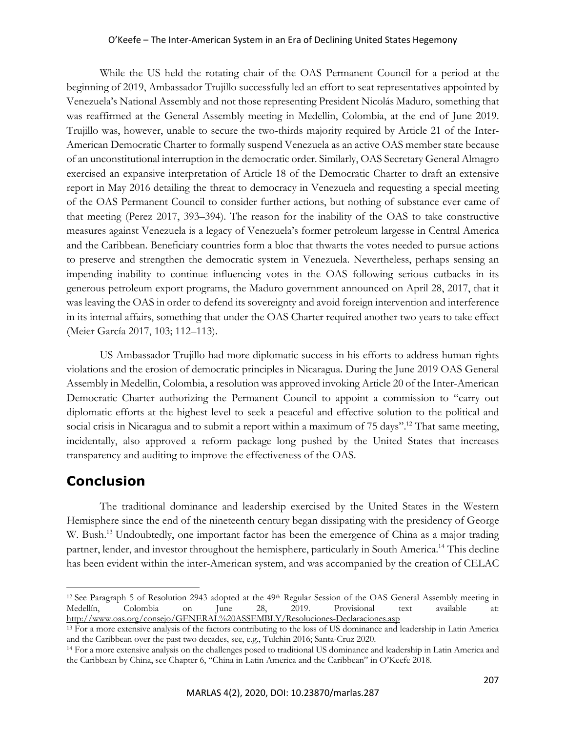While the US held the rotating chair of the OAS Permanent Council for a period at the beginning of 2019, Ambassador Trujillo successfully led an effort to seat representatives appointed by Venezuela's National Assembly and not those representing President Nicolás Maduro, something that was reaffirmed at the General Assembly meeting in Medellin, Colombia, at the end of June 2019. Trujillo was, however, unable to secure the two-thirds majority required by Article 21 of the Inter-American Democratic Charter to formally suspend Venezuela as an active OAS member state because of an unconstitutional interruption in the democratic order. Similarly, OAS Secretary General Almagro exercised an expansive interpretation of Article 18 of the Democratic Charter to draft an extensive report in May 2016 detailing the threat to democracy in Venezuela and requesting a special meeting of the OAS Permanent Council to consider further actions, but nothing of substance ever came of that meeting (Perez 2017, 393–394). The reason for the inability of the OAS to take constructive measures against Venezuela is a legacy of Venezuela's former petroleum largesse in Central America and the Caribbean. Beneficiary countries form a bloc that thwarts the votes needed to pursue actions to preserve and strengthen the democratic system in Venezuela. Nevertheless, perhaps sensing an impending inability to continue influencing votes in the OAS following serious cutbacks in its generous petroleum export programs, the Maduro government announced on April 28, 2017, that it was leaving the OAS in order to defend its sovereignty and avoid foreign intervention and interference in its internal affairs, something that under the OAS Charter required another two years to take effect (Meier García 2017, 103; 112–113).

US Ambassador Trujillo had more diplomatic success in his efforts to address human rights violations and the erosion of democratic principles in Nicaragua. During the June 2019 OAS General Assembly in Medellin, Colombia, a resolution was approved invoking Article 20 of the Inter-American Democratic Charter authorizing the Permanent Council to appoint a commission to "carry out diplomatic efforts at the highest level to seek a peaceful and effective solution to the political and social crisis in Nicaragua and to submit a report within a maximum of 75 days".[12] That same meeting, incidentally, also approved a reform package long pushed by the United States that increases transparency and auditing to improve the effectiveness of the OAS.

## Conclusion

The traditional dominance and leadership exercised by the United States in the Western Hemisphere since the end of the nineteenth century began dissipating with the presidency of George W. Bush.[13] Undoubtedly, one important factor has been the emergence of China as a major trading partner, lender, and investor throughout the hemisphere, particularly in South America.[14] This decline has been evident within the inter-American system, and was accompanied by the creation of CELAC

---

[12] See Paragraph 5 of Resolution 2943 adopted at the 49th Regular Session of the OAS General Assembly meeting in Medellín, Colombia on June 28, 2019. Provisional text available at: http://www.oas.org/consejo/GENERAL%20ASSEMBLY/Resoluciones-Declaraciones.asp

[13] For a more extensive analysis of the factors contributing to the loss of US dominance and leadership in Latin America and the Caribbean over the past two decades, see, e.g., Tulchin 2016; Santa-Cruz 2020.

[14] For a more extensive analysis on the challenges posed to traditional US dominance and leadership in Latin America and the Caribbean by China, see Chapter 6, "China in Latin America and the Caribbean" in O'Keefe 2018.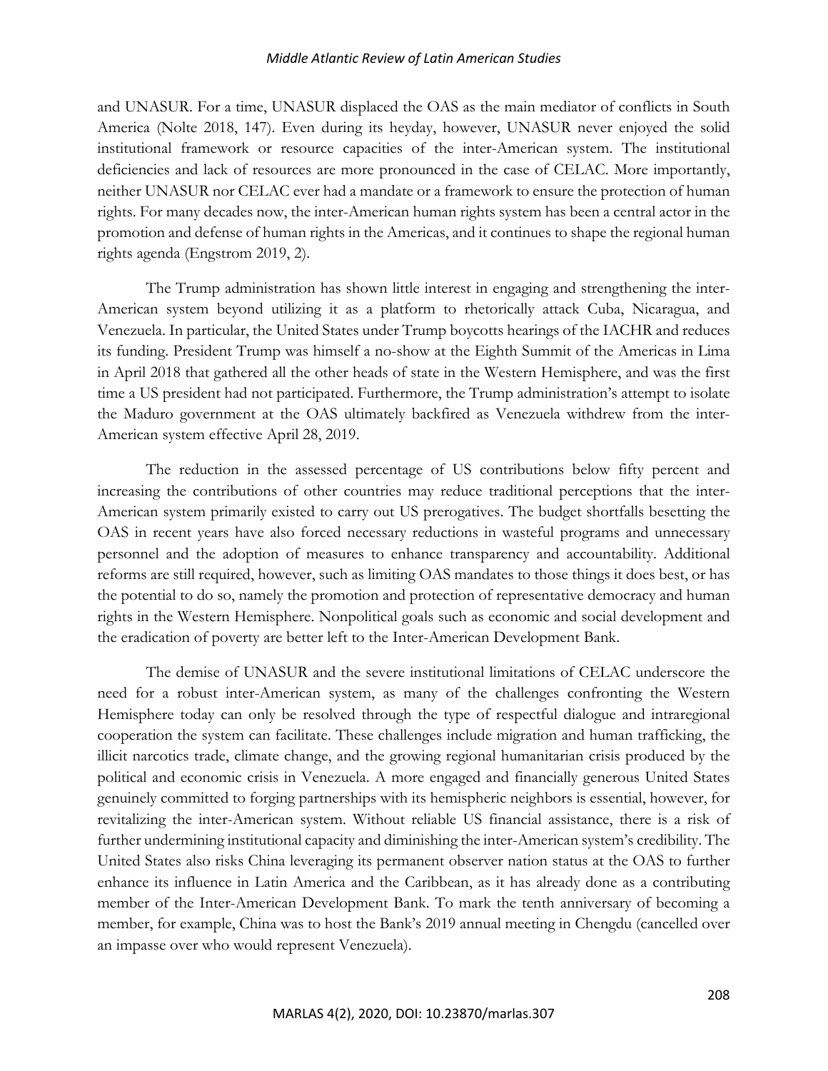and UNASUR. For a time, UNASUR displaced the OAS as the main mediator of conflicts in South America (Nolte 2018, 147). Even during its heyday, however, UNASUR never enjoyed the solid institutional framework or resource capacities of the inter-American system. The institutional deficiencies and lack of resources are more pronounced in the case of CELAC. More importantly, neither UNASUR nor CELAC ever had a mandate or a framework to ensure the protection of human rights. For many decades now, the inter-American human rights system has been a central actor in the promotion and defense of human rights in the Americas, and it continues to shape the regional human rights agenda (Engstrom 2019, 2).

The Trump administration has shown little interest in engaging and strengthening the inter-American system beyond utilizing it as a platform to rhetorically attack Cuba, Nicaragua, and Venezuela. In particular, the United States under Trump boycotts hearings of the IACHR and reduces its funding. President Trump was himself a no-show at the Eighth Summit of the Americas in Lima in April 2018 that gathered all the other heads of state in the Western Hemisphere, and was the first time a US president had not participated. Furthermore, the Trump administration's attempt to isolate the Maduro government at the OAS ultimately backfired as Venezuela withdrew from the inter-American system effective April 28, 2019.

The reduction in the assessed percentage of US contributions below fifty percent and increasing the contributions of other countries may reduce traditional perceptions that the inter-American system primarily existed to carry out US prerogatives. The budget shortfalls besetting the OAS in recent years have also forced necessary reductions in wasteful programs and unnecessary personnel and the adoption of measures to enhance transparency and accountability. Additional reforms are still required, however, such as limiting OAS mandates to those things it does best, or has the potential to do so, namely the promotion and protection of representative democracy and human rights in the Western Hemisphere. Nonpolitical goals such as economic and social development and the eradication of poverty are better left to the Inter-American Development Bank.

The demise of UNASUR and the severe institutional limitations of CELAC underscore the need for a robust inter-American system, as many of the challenges confronting the Western Hemisphere today can only be resolved through the type of respectful dialogue and intraregional cooperation the system can facilitate. These challenges include migration and human trafficking, the illicit narcotics trade, climate change, and the growing regional humanitarian crisis produced by the political and economic crisis in Venezuela. A more engaged and financially generous United States genuinely committed to forging partnerships with its hemispheric neighbors is essential, however, for revitalizing the inter-American system. Without reliable US financial assistance, there is a risk of further undermining institutional capacity and diminishing the inter-American system's credibility. The United States also risks China leveraging its permanent observer nation status at the OAS to further enhance its influence in Latin America and the Caribbean, as it has already done as a contributing member of the Inter-American Development Bank. To mark the tenth anniversary of becoming a member, for example, China was to host the Bank's 2019 annual meeting in Chengdu (cancelled over an impasse over who would represent Venezuela).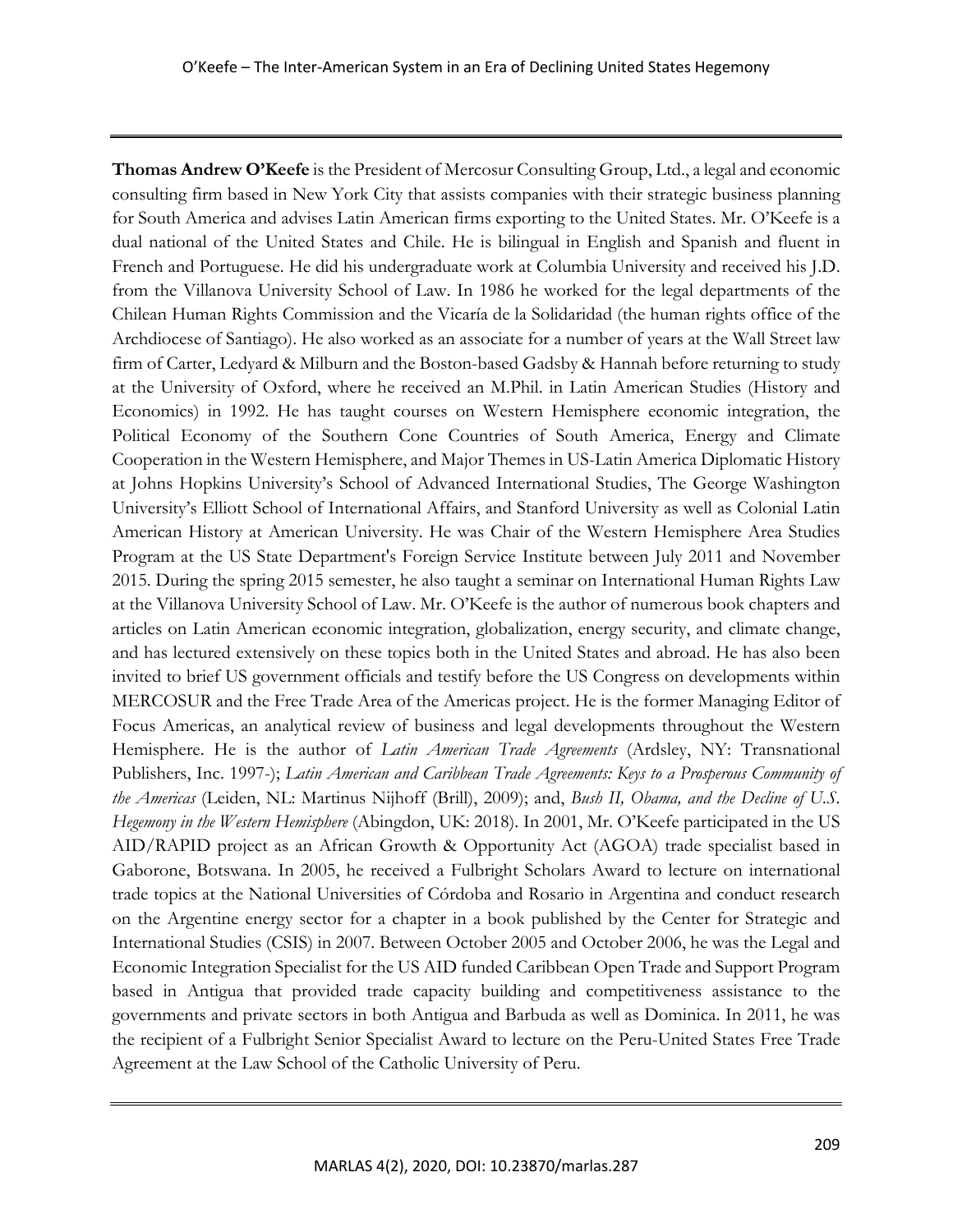**Thomas Andrew O'Keefe** is the President of Mercosur Consulting Group, Ltd., a legal and economic consulting firm based in New York City that assists companies with their strategic business planning for South America and advises Latin American firms exporting to the United States. Mr. O'Keefe is a dual national of the United States and Chile. He is bilingual in English and Spanish and fluent in French and Portuguese. He did his undergraduate work at Columbia University and received his J.D. from the Villanova University School of Law. In 1986 he worked for the legal departments of the Chilean Human Rights Commission and the Vicaría de la Solidaridad (the human rights office of the Archdiocese of Santiago). He also worked as an associate for a number of years at the Wall Street law firm of Carter, Ledyard & Milburn and the Boston-based Gadsby & Hannah before returning to study at the University of Oxford, where he received an M.Phil. in Latin American Studies (History and Economics) in 1992. He has taught courses on Western Hemisphere economic integration, the Political Economy of the Southern Cone Countries of South America, Energy and Climate Cooperation in the Western Hemisphere, and Major Themes in US-Latin America Diplomatic History at Johns Hopkins University's School of Advanced International Studies, The George Washington University's Elliott School of International Affairs, and Stanford University as well as Colonial Latin American History at American University. He was Chair of the Western Hemisphere Area Studies Program at the US State Department's Foreign Service Institute between July 2011 and November 2015. During the spring 2015 semester, he also taught a seminar on International Human Rights Law at the Villanova University School of Law. Mr. O'Keefe is the author of numerous book chapters and articles on Latin American economic integration, globalization, energy security, and climate change, and has lectured extensively on these topics both in the United States and abroad. He has also been invited to brief US government officials and testify before the US Congress on developments within MERCOSUR and the Free Trade Area of the Americas project. He is the former Managing Editor of Focus Americas, an analytical review of business and legal developments throughout the Western Hemisphere. He is the author of *Latin American Trade Agreements* (Ardsley, NY: Transnational Publishers, Inc. 1997-); *Latin American and Caribbean Trade Agreements: Keys to a Prosperous Community of the Americas* (Leiden, NL: Martinus Nijhoff (Brill), 2009); and, *Bush II, Obama, and the Decline of U.S. Hegemony in the Western Hemisphere* (Abingdon, UK: 2018). In 2001, Mr. O'Keefe participated in the US AID/RAPID project as an African Growth & Opportunity Act (AGOA) trade specialist based in Gaborone, Botswana. In 2005, he received a Fulbright Scholars Award to lecture on international trade topics at the National Universities of Córdoba and Rosario in Argentina and conduct research on the Argentine energy sector for a chapter in a book published by the Center for Strategic and International Studies (CSIS) in 2007. Between October 2005 and October 2006, he was the Legal and Economic Integration Specialist for the US AID funded Caribbean Open Trade and Support Program based in Antigua that provided trade capacity building and competitiveness assistance to the governments and private sectors in both Antigua and Barbuda as well as Dominica. In 2011, he was the recipient of a Fulbright Senior Specialist Award to lecture on the Peru-United States Free Trade Agreement at the Law School of the Catholic University of Peru.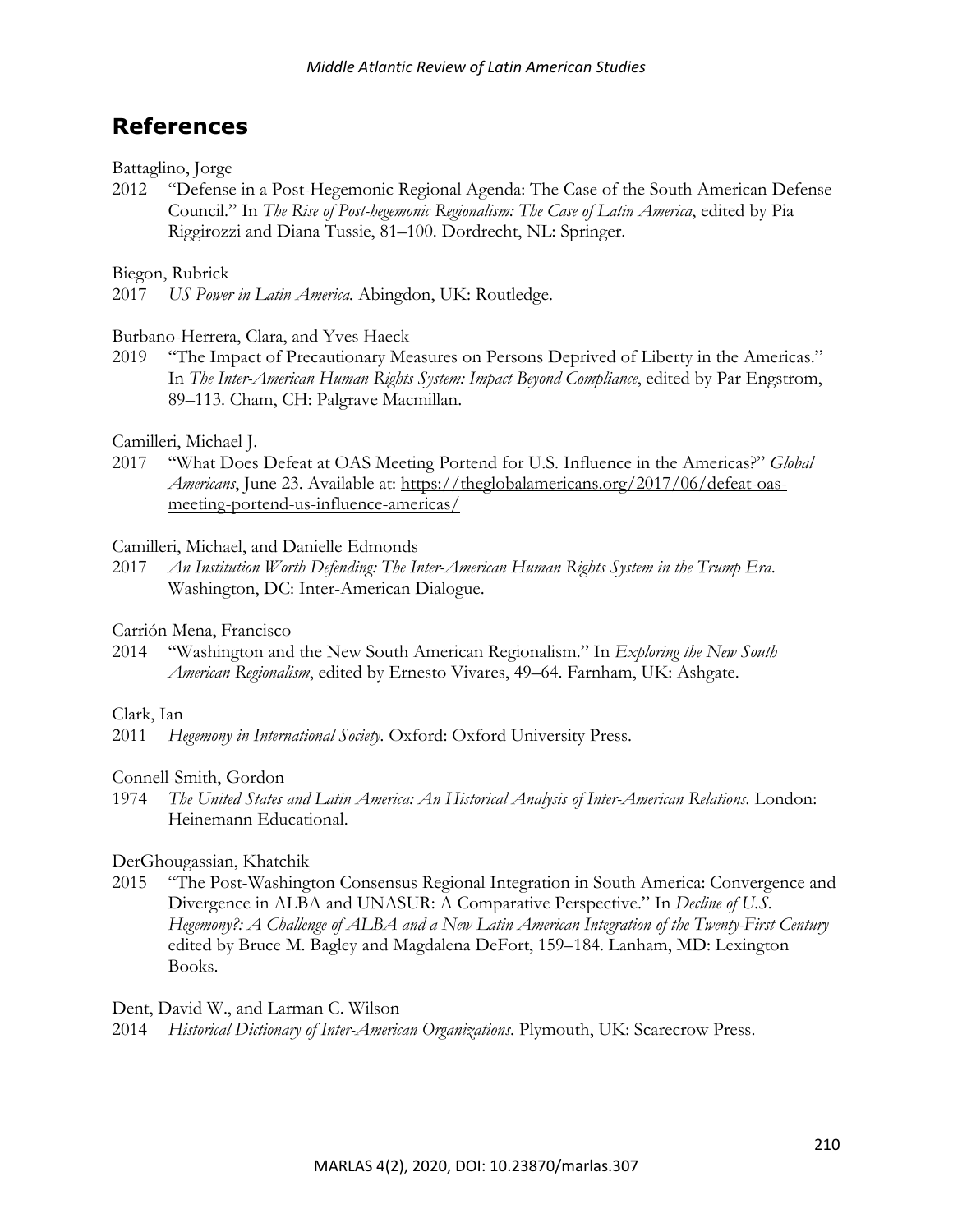## References

Battaglino, Jorge

2012 "Defense in a Post-Hegemonic Regional Agenda: The Case of the South American Defense Council." In *The Rise of Post-hegemonic Regionalism: The Case of Latin America*, edited by Pia Riggirozzi and Diana Tussie, 81–100. Dordrecht, NL: Springer.

Biegon, Rubrick

2017 *US Power in Latin America.* Abingdon, UK: Routledge.

Burbano-Herrera, Clara, and Yves Haeck

2019 "The Impact of Precautionary Measures on Persons Deprived of Liberty in the Americas." In *The Inter-American Human Rights System: Impact Beyond Compliance*, edited by Par Engstrom, 89–113. Cham, CH: Palgrave Macmillan.

Camilleri, Michael J.

2017 "What Does Defeat at OAS Meeting Portend for U.S. Influence in the Americas?" *Global Americans*, June 23. Available at: https://theglobalamericans.org/2017/06/defeat-oas-meeting-portend-us-influence-americas/

Camilleri, Michael, and Danielle Edmonds

2017 *An Institution Worth Defending: The Inter-American Human Rights System in the Trump Era.* Washington, DC: Inter-American Dialogue.

Carrión Mena, Francisco

2014 "Washington and the New South American Regionalism." In *Exploring the New South American Regionalism*, edited by Ernesto Vivares, 49–64. Farnham, UK: Ashgate.

Clark, Ian

2011 *Hegemony in International Society*. Oxford: Oxford University Press.

Connell-Smith, Gordon

1974 *The United States and Latin America: An Historical Analysis of Inter-American Relations.* London: Heinemann Educational.

DerGhougassian, Khatchik

2015 "The Post-Washington Consensus Regional Integration in South America: Convergence and Divergence in ALBA and UNASUR: A Comparative Perspective." In *Decline of U.S. Hegemony?: A Challenge of ALBA and a New Latin American Integration of the Twenty-First Century* edited by Bruce M. Bagley and Magdalena DeFort, 159–184. Lanham, MD: Lexington Books.

Dent, David W., and Larman C. Wilson

2014 *Historical Dictionary of Inter-American Organizations.* Plymouth, UK: Scarecrow Press.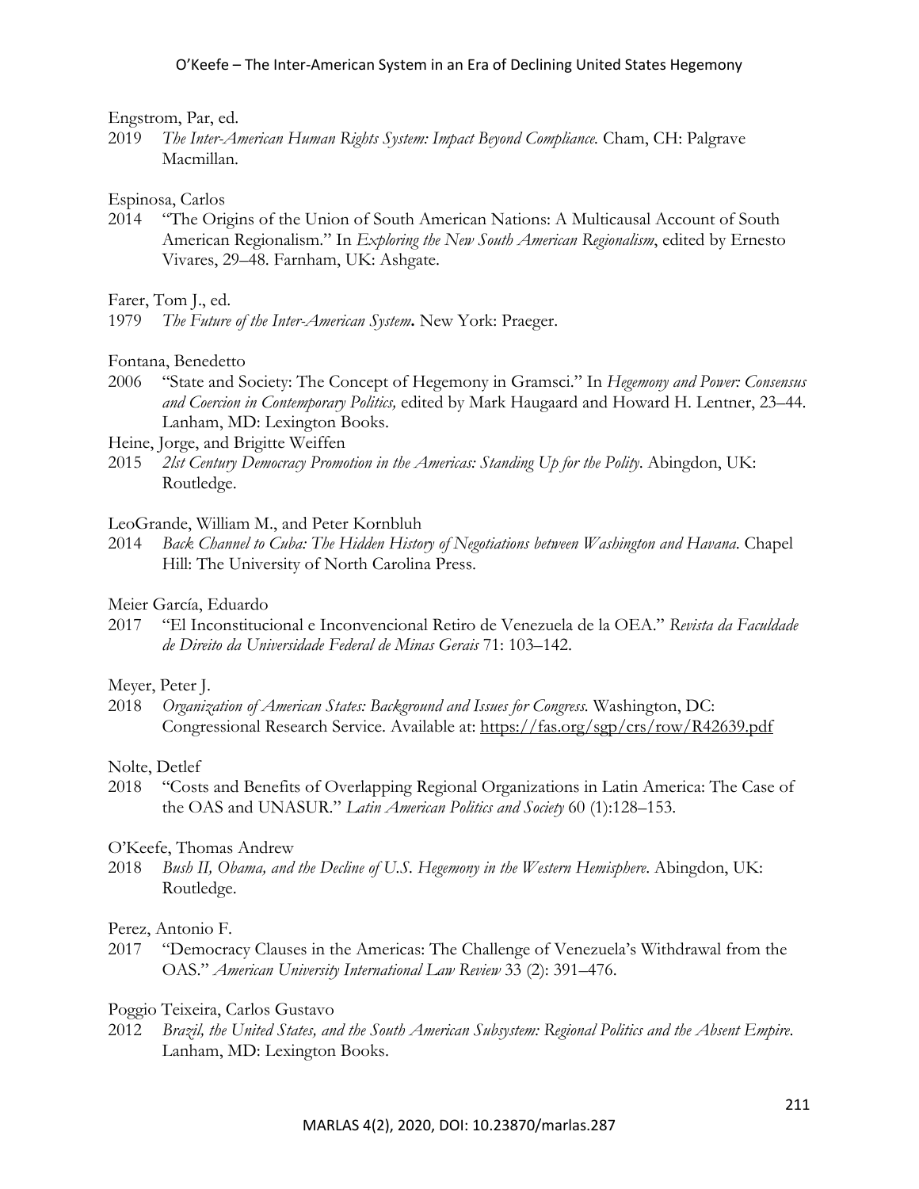Engstrom, Par, ed.

2019 *The Inter-American Human Rights System: Impact Beyond Compliance.* Cham, CH: Palgrave Macmillan.

Espinosa, Carlos

2014 "The Origins of the Union of South American Nations: A Multicausal Account of South American Regionalism." In *Exploring the New South American Regionalism*, edited by Ernesto Vivares, 29–48. Farnham, UK: Ashgate.

Farer, Tom J., ed.

1979 *The Future of the Inter-American System***.** New York: Praeger.

Fontana, Benedetto

2006 "State and Society: The Concept of Hegemony in Gramsci." In *Hegemony and Power: Consensus and Coercion in Contemporary Politics,* edited by Mark Haugaard and Howard H. Lentner, 23–44. Lanham, MD: Lexington Books.

Heine, Jorge, and Brigitte Weiffen

2015 *21st Century Democracy Promotion in the Americas: Standing Up for the Polity*. Abingdon, UK: Routledge.

LeoGrande, William M., and Peter Kornbluh

2014 *Back Channel to Cuba: The Hidden History of Negotiations between Washington and Havana.* Chapel Hill: The University of North Carolina Press.

Meier García, Eduardo

2017 "El Inconstitucional e Inconvencional Retiro de Venezuela de la OEA." *Revista da Faculdade de Direito da Universidade Federal de Minas Gerais* 71: 103–142.

Meyer, Peter J.

2018 *Organization of American States: Background and Issues for Congress.* Washington, DC: Congressional Research Service. Available at: https://fas.org/sgp/crs/row/R42639.pdf

Nolte, Detlef

2018 "Costs and Benefits of Overlapping Regional Organizations in Latin America: The Case of the OAS and UNASUR." *Latin American Politics and Society* 60 (1):128–153.

O'Keefe, Thomas Andrew

2018 *Bush II, Obama, and the Decline of U.S. Hegemony in the Western Hemisphere*. Abingdon, UK: Routledge.

Perez, Antonio F.

2017 "Democracy Clauses in the Americas: The Challenge of Venezuela's Withdrawal from the OAS." *American University International Law Review* 33 (2): 391–476.

Poggio Teixeira, Carlos Gustavo

2012 *Brazil, the United States, and the South American Subsystem: Regional Politics and the Absent Empire.* Lanham, MD: Lexington Books.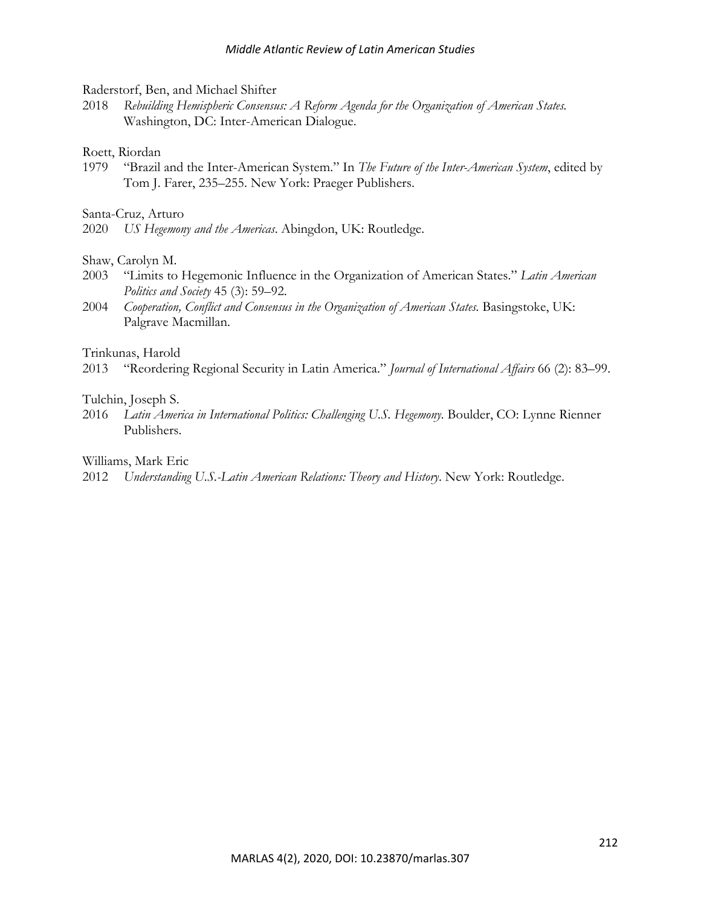Raderstorf, Ben, and Michael Shifter

2018 *Rebuilding Hemispheric Consensus: A Reform Agenda for the Organization of American States.* Washington, DC: Inter-American Dialogue.

Roett, Riordan

1979 "Brazil and the Inter-American System." In *The Future of the Inter-American System*, edited by Tom J. Farer, 235–255. New York: Praeger Publishers.

Santa-Cruz, Arturo

2020 *US Hegemony and the Americas*. Abingdon, UK: Routledge.

Shaw, Carolyn M.

2003 "Limits to Hegemonic Influence in the Organization of American States." *Latin American Politics and Society* 45 (3): 59–92.

2004 *Cooperation, Conflict and Consensus in the Organization of American States.* Basingstoke, UK: Palgrave Macmillan.

Trinkunas, Harold

2013 "Reordering Regional Security in Latin America." *Journal of International Affairs* 66 (2): 83–99.

Tulchin, Joseph S.

2016 *Latin America in International Politics: Challenging U.S. Hegemony.* Boulder, CO: Lynne Rienner Publishers.

Williams, Mark Eric

2012 *Understanding U.S.-Latin American Relations: Theory and History*. New York: Routledge.